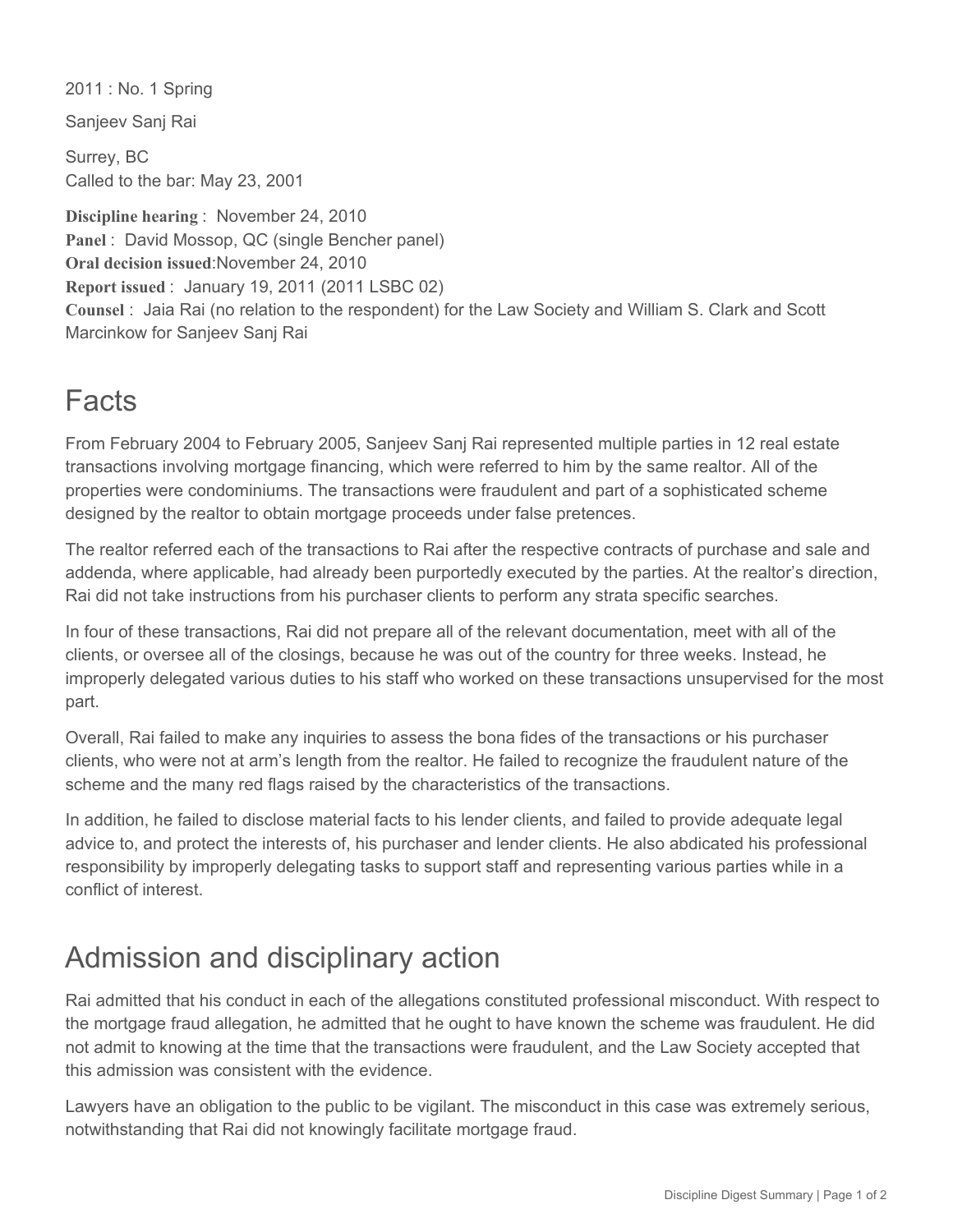2011 : No. 1 Spring

Sanjeev Sanj Rai

Surrey, BC
Called to the bar: May 23, 2001

**Discipline hearing** : November 24, 2010
**Panel** : David Mossop, QC (single Bencher panel)
**Oral decision issued**:November 24, 2010
**Report issued** : January 19, 2011 (2011 LSBC 02)
**Counsel** : Jaia Rai (no relation to the respondent) for the Law Society and William S. Clark and Scott Marcinkow for Sanjeev Sanj Rai

# Facts

From February 2004 to February 2005, Sanjeev Sanj Rai represented multiple parties in 12 real estate transactions involving mortgage financing, which were referred to him by the same realtor. All of the properties were condominiums. The transactions were fraudulent and part of a sophisticated scheme designed by the realtor to obtain mortgage proceeds under false pretences.

The realtor referred each of the transactions to Rai after the respective contracts of purchase and sale and addenda, where applicable, had already been purportedly executed by the parties. At the realtor's direction, Rai did not take instructions from his purchaser clients to perform any strata specific searches.

In four of these transactions, Rai did not prepare all of the relevant documentation, meet with all of the clients, or oversee all of the closings, because he was out of the country for three weeks. Instead, he improperly delegated various duties to his staff who worked on these transactions unsupervised for the most part.

Overall, Rai failed to make any inquiries to assess the bona fides of the transactions or his purchaser clients, who were not at arm's length from the realtor. He failed to recognize the fraudulent nature of the scheme and the many red flags raised by the characteristics of the transactions.

In addition, he failed to disclose material facts to his lender clients, and failed to provide adequate legal advice to, and protect the interests of, his purchaser and lender clients. He also abdicated his professional responsibility by improperly delegating tasks to support staff and representing various parties while in a conflict of interest.

# Admission and disciplinary action

Rai admitted that his conduct in each of the allegations constituted professional misconduct. With respect to the mortgage fraud allegation, he admitted that he ought to have known the scheme was fraudulent. He did not admit to knowing at the time that the transactions were fraudulent, and the Law Society accepted that this admission was consistent with the evidence.

Lawyers have an obligation to the public to be vigilant. The misconduct in this case was extremely serious, notwithstanding that Rai did not knowingly facilitate mortgage fraud.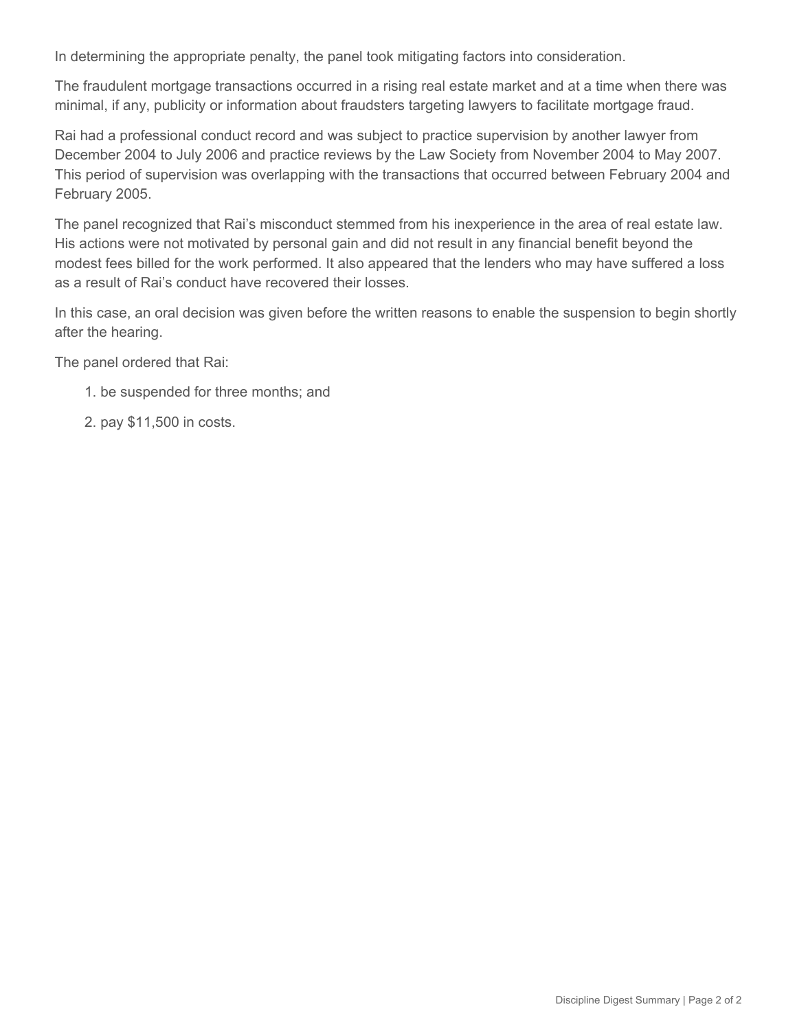In determining the appropriate penalty, the panel took mitigating factors into consideration.

The fraudulent mortgage transactions occurred in a rising real estate market and at a time when there was minimal, if any, publicity or information about fraudsters targeting lawyers to facilitate mortgage fraud.

Rai had a professional conduct record and was subject to practice supervision by another lawyer from December 2004 to July 2006 and practice reviews by the Law Society from November 2004 to May 2007. This period of supervision was overlapping with the transactions that occurred between February 2004 and February 2005.

The panel recognized that Rai's misconduct stemmed from his inexperience in the area of real estate law. His actions were not motivated by personal gain and did not result in any financial benefit beyond the modest fees billed for the work performed. It also appeared that the lenders who may have suffered a loss as a result of Rai's conduct have recovered their losses.

In this case, an oral decision was given before the written reasons to enable the suspension to begin shortly after the hearing.

The panel ordered that Rai:

1. be suspended for three months; and
2. pay $11,500 in costs.